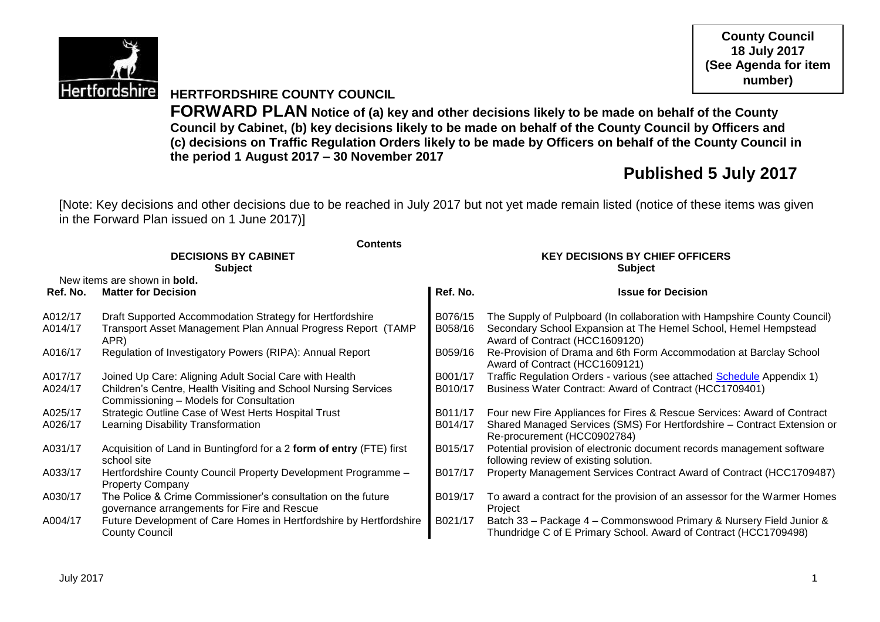**County Council**
**18 July 2017**
**(See Agenda for item number)**

# HERTFORDSHIRE COUNTY COUNCIL

**FORWARD PLAN Notice of (a) key and other decisions likely to be made on behalf of the County Council by Cabinet, (b) key decisions likely to be made on behalf of the County Council by Officers and (c) decisions on Traffic Regulation Orders likely to be made by Officers on behalf of the County Council in the period 1 August 2017 – 30 November 2017**

## Published 5 July 2017

[Note: Key decisions and other decisions due to be reached in July 2017 but not yet made remain listed (notice of these items was given in the Forward Plan issued on 1 June 2017)]

**Contents**

| **DECISIONS BY CABINET** | | **KEY DECISIONS BY CHIEF OFFICERS** | |
|---|---|---|---|
| **Subject** | | **Subject** | |
| New items are shown in **bold.** | | | |
| **Ref. No.** | **Matter for Decision** | **Ref. No.** | **Issue for Decision** |
| A012/17 | Draft Supported Accommodation Strategy for Hertfordshire | B076/15 | The Supply of Pulpboard (In collaboration with Hampshire County Council) |
| A014/17 | Transport Asset Management Plan Annual Progress Report (TAMP APR) | B058/16 | Secondary School Expansion at The Hemel School, Hemel Hempstead Award of Contract (HCC1609120) |
| A016/17 | Regulation of Investigatory Powers (RIPA): Annual Report | B059/16 | Re-Provision of Drama and 6th Form Accommodation at Barclay School Award of Contract (HCC1609121) |
| A017/17 | Joined Up Care: Aligning Adult Social Care with Health | B001/17 | Traffic Regulation Orders - various (see attached Schedule Appendix 1) |
| A024/17 | Children's Centre, Health Visiting and School Nursing Services Commissioning – Models for Consultation | B010/17 | Business Water Contract: Award of Contract (HCC1709401) |
| A025/17 | Strategic Outline Case of West Herts Hospital Trust | B011/17 | Four new Fire Appliances for Fires & Rescue Services: Award of Contract |
| A026/17 | Learning Disability Transformation | B014/17 | Shared Managed Services (SMS) For Hertfordshire – Contract Extension or Re-procurement (HCC0902784) |
| A031/17 | Acquisition of Land in Buntingford for a 2 **form of entry** (FTE) first school site | B015/17 | Potential provision of electronic document records management software following review of existing solution. |
| A033/17 | Hertfordshire County Council Property Development Programme – Property Company | B017/17 | Property Management Services Contract Award of Contract (HCC1709487) |
| A030/17 | The Police & Crime Commissioner's consultation on the future governance arrangements for Fire and Rescue | B019/17 | To award a contract for the provision of an assessor for the Warmer Homes Project |
| A004/17 | Future Development of Care Homes in Hertfordshire by Hertfordshire County Council | B021/17 | Batch 33 – Package 4 – Commonswood Primary & Nursery Field Junior & Thundridge C of E Primary School. Award of Contract (HCC1709498) |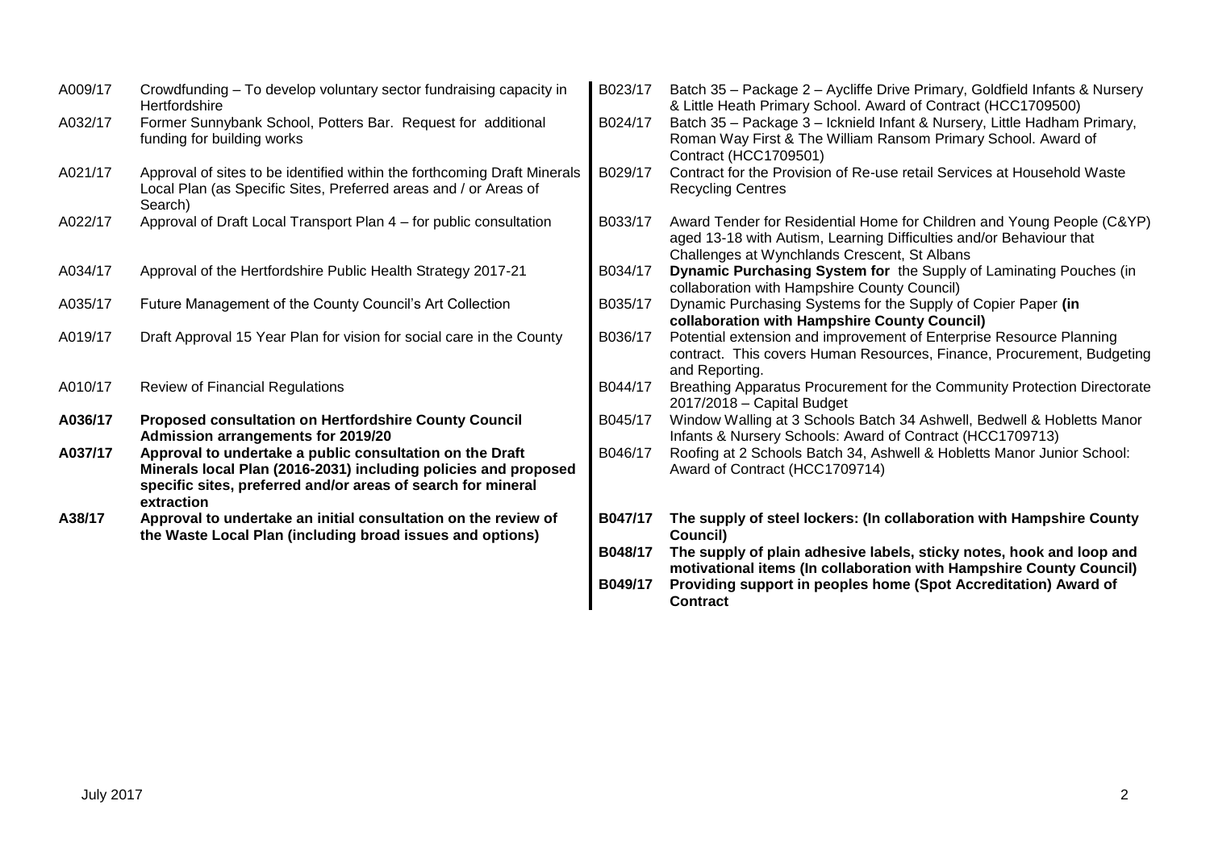| | |
|---|---|
| A009/17 | Crowdfunding – To develop voluntary sector fundraising capacity in Hertfordshire |
| A032/17 | Former Sunnybank School, Potters Bar. Request for additional funding for building works |
| A021/17 | Approval of sites to be identified within the forthcoming Draft Minerals Local Plan (as Specific Sites, Preferred areas and / or Areas of Search) |
| A022/17 | Approval of Draft Local Transport Plan 4 – for public consultation |
| A034/17 | Approval of the Hertfordshire Public Health Strategy 2017-21 |
| A035/17 | Future Management of the County Council's Art Collection |
| A019/17 | Draft Approval 15 Year Plan for vision for social care in the County |
| A010/17 | Review of Financial Regulations |
| **A036/17** | **Proposed consultation on Hertfordshire County Council Admission arrangements for 2019/20** |
| **A037/17** | **Approval to undertake a public consultation on the Draft Minerals local Plan (2016-2031) including policies and proposed specific sites, preferred and/or areas of search for mineral extraction** |
| **A38/17** | **Approval to undertake an initial consultation on the review of the Waste Local Plan (including broad issues and options)** |

| | |
|---|---|
| B023/17 | Batch 35 – Package 2 – Aycliffe Drive Primary, Goldfield Infants & Nursery & Little Heath Primary School. Award of Contract (HCC1709500) |
| B024/17 | Batch 35 – Package 3 – Icknield Infant & Nursery, Little Hadham Primary, Roman Way First & The William Ransom Primary School. Award of Contract (HCC1709501) |
| B029/17 | Contract for the Provision of Re-use retail Services at Household Waste Recycling Centres |
| B033/17 | Award Tender for Residential Home for Children and Young People (C&YP) aged 13-18 with Autism, Learning Difficulties and/or Behaviour that Challenges at Wynchlands Crescent, St Albans |
| B034/17 | **Dynamic Purchasing System for** the Supply of Laminating Pouches (in collaboration with Hampshire County Council) |
| B035/17 | Dynamic Purchasing Systems for the Supply of Copier Paper **(in collaboration with Hampshire County Council)** |
| B036/17 | Potential extension and improvement of Enterprise Resource Planning contract. This covers Human Resources, Finance, Procurement, Budgeting and Reporting. |
| B044/17 | Breathing Apparatus Procurement for the Community Protection Directorate 2017/2018 – Capital Budget |
| B045/17 | Window Walling at 3 Schools Batch 34 Ashwell, Bedwell & Hobletts Manor Infants & Nursery Schools: Award of Contract (HCC1709713) |
| B046/17 | Roofing at 2 Schools Batch 34, Ashwell & Hobletts Manor Junior School: Award of Contract (HCC1709714) |
| **B047/17** | **The supply of steel lockers: (In collaboration with Hampshire County Council)** |
| **B048/17** | **The supply of plain adhesive labels, sticky notes, hook and loop and motivational items (In collaboration with Hampshire County Council)** |
| **B049/17** | **Providing support in peoples home (Spot Accreditation) Award of Contract** |

July 2017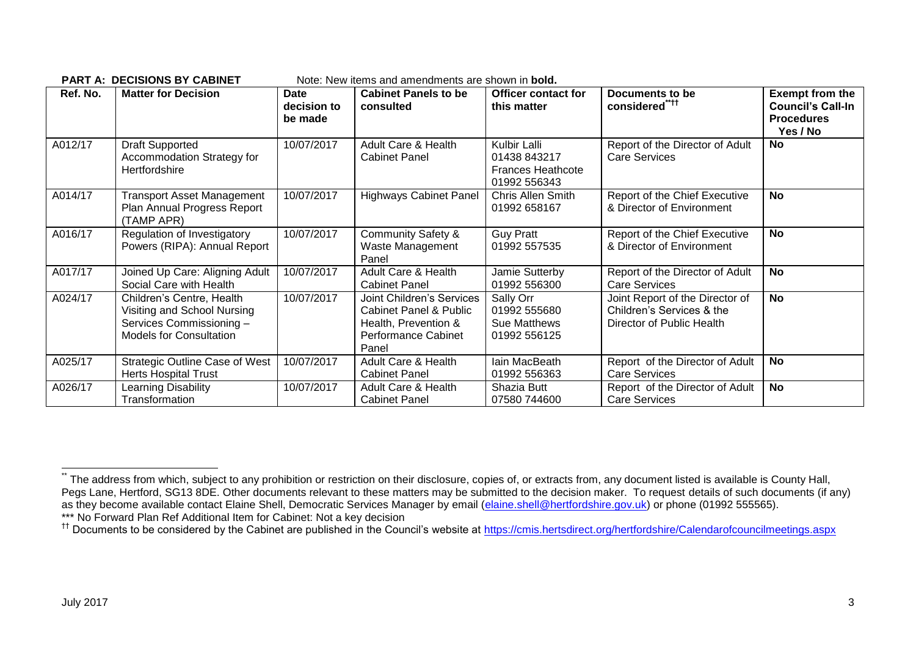**PART A: DECISIONS BY CABINET** Note: New items and amendments are shown in **bold.**

| Ref. No. | Matter for Decision | Date decision to be made | Cabinet Panels to be consulted | Officer contact for this matter | Documents to be considered**†† | Exempt from the Council's Call-In Procedures Yes / No |
|---|---|---|---|---|---|---|
| A012/17 | Draft Supported Accommodation Strategy for Hertfordshire | 10/07/2017 | Adult Care & Health Cabinet Panel | Kulbir Lalli 01438 843217 Frances Heathcote 01992 556343 | Report of the Director of Adult Care Services | **No** |
| A014/17 | Transport Asset Management Plan Annual Progress Report (TAMP APR) | 10/07/2017 | Highways Cabinet Panel | Chris Allen Smith 01992 658167 | Report of the Chief Executive & Director of Environment | **No** |
| A016/17 | Regulation of Investigatory Powers (RIPA): Annual Report | 10/07/2017 | Community Safety & Waste Management Panel | Guy Pratt 01992 557535 | Report of the Chief Executive & Director of Environment | **No** |
| A017/17 | Joined Up Care: Aligning Adult Social Care with Health | 10/07/2017 | Adult Care & Health Cabinet Panel | Jamie Sutterby 01992 556300 | Report of the Director of Adult Care Services | **No** |
| A024/17 | Children's Centre, Health Visiting and School Nursing Services Commissioning – Models for Consultation | 10/07/2017 | Joint Children's Services Cabinet Panel & Public Health, Prevention & Performance Cabinet Panel | Sally Orr 01992 555680 Sue Matthews 01992 556125 | Joint Report of the Director of Children's Services & the Director of Public Health | **No** |
| A025/17 | Strategic Outline Case of West Herts Hospital Trust | 10/07/2017 | Adult Care & Health Cabinet Panel | Iain MacBeath 01992 556363 | Report of the Director of Adult Care Services | **No** |
| A026/17 | Learning Disability Transformation | 10/07/2017 | Adult Care & Health Cabinet Panel | Shazia Butt 07580 744600 | Report of the Director of Adult Care Services | **No** |

---

** The address from which, subject to any prohibition or restriction on their disclosure, copies of, or extracts from, any document listed is available is County Hall, Pegs Lane, Hertford, SG13 8DE. Other documents relevant to these matters may be submitted to the decision maker. To request details of such documents (if any) as they become available contact Elaine Shell, Democratic Services Manager by email (elaine.shell@hertfordshire.gov.uk) or phone (01992 555565).

*** No Forward Plan Ref Additional Item for Cabinet: Not a key decision

†† Documents to be considered by the Cabinet are published in the Council's website at https://cmis.hertsdirect.org/hertfordshire/Calendarofcouncilmeetings.aspx

July 2017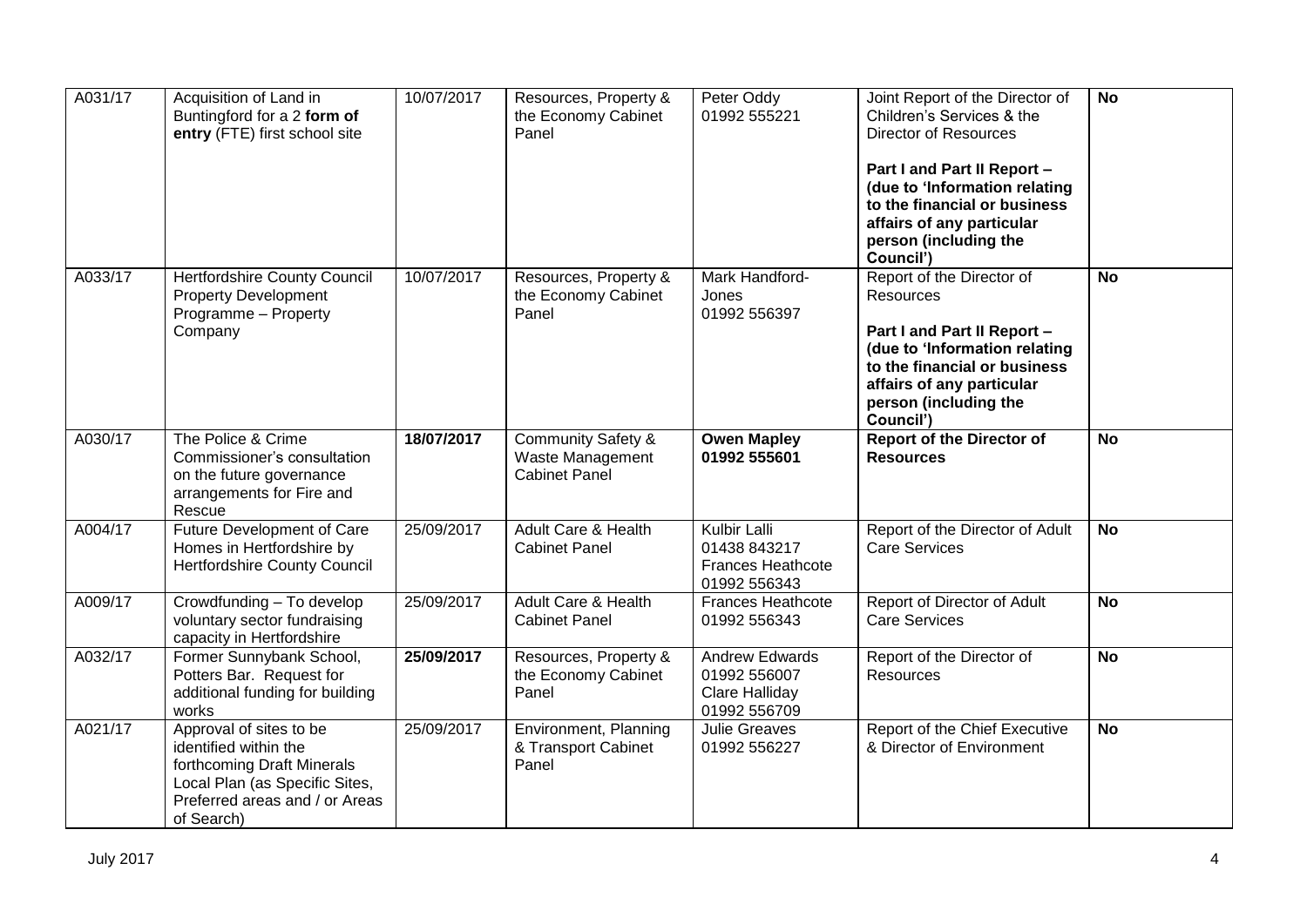| A031/17 | Acquisition of Land in Buntingford for a 2 **form of entry** (FTE) first school site | 10/07/2017 | Resources, Property & the Economy Cabinet Panel | Peter Oddy 01992 555221 | Joint Report of the Director of Children's Services & the Director of Resources<br><br>**Part I and Part II Report – (due to 'Information relating to the financial or business affairs of any particular person (including the Council')** | **No** |
|---|---|---|---|---|---|---|
| A033/17 | Hertfordshire County Council Property Development Programme – Property Company | 10/07/2017 | Resources, Property & the Economy Cabinet Panel | Mark Handford-Jones 01992 556397 | Report of the Director of Resources<br><br>**Part I and Part II Report – (due to 'Information relating to the financial or business affairs of any particular person (including the Council')** | **No** |
| A030/17 | The Police & Crime Commissioner's consultation on the future governance arrangements for Fire and Rescue | **18/07/2017** | Community Safety & Waste Management Cabinet Panel | **Owen Mapley 01992 555601** | **Report of the Director of Resources** | **No** |
| A004/17 | Future Development of Care Homes in Hertfordshire by Hertfordshire County Council | 25/09/2017 | Adult Care & Health Cabinet Panel | Kulbir Lalli 01438 843217 Frances Heathcote 01992 556343 | Report of the Director of Adult Care Services | **No** |
| A009/17 | Crowdfunding – To develop voluntary sector fundraising capacity in Hertfordshire | 25/09/2017 | Adult Care & Health Cabinet Panel | Frances Heathcote 01992 556343 | Report of Director of Adult Care Services | **No** |
| A032/17 | Former Sunnybank School, Potters Bar. Request for additional funding for building works | **25/09/2017** | Resources, Property & the Economy Cabinet Panel | Andrew Edwards 01992 556007 Clare Halliday 01992 556709 | Report of the Director of Resources | **No** |
| A021/17 | Approval of sites to be identified within the forthcoming Draft Minerals Local Plan (as Specific Sites, Preferred areas and / or Areas of Search) | 25/09/2017 | Environment, Planning & Transport Cabinet Panel | Julie Greaves 01992 556227 | Report of the Chief Executive & Director of Environment | **No** |

July 2017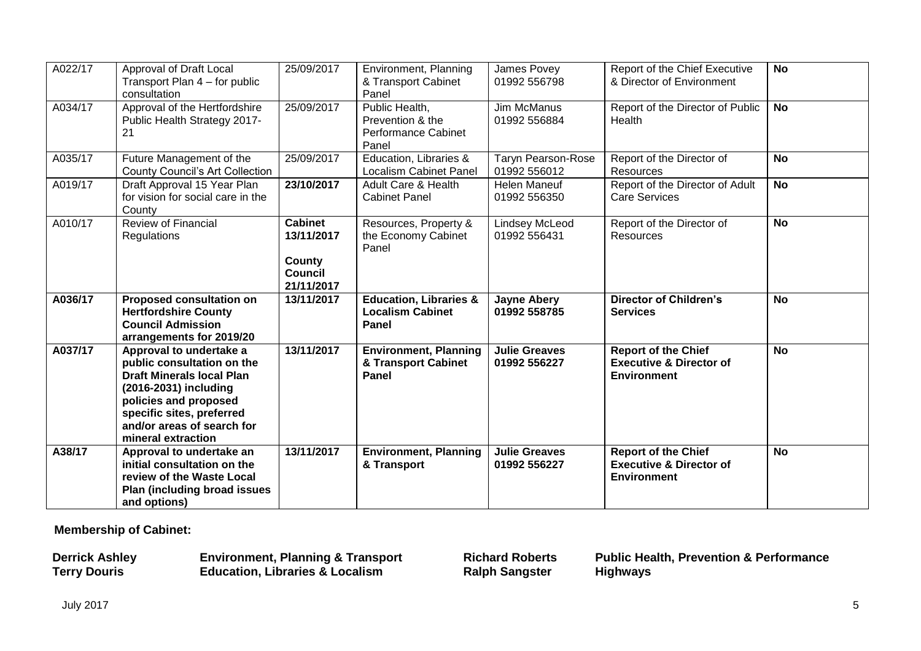| A022/17 | Approval of Draft Local Transport Plan 4 – for public consultation | 25/09/2017 | Environment, Planning & Transport Cabinet Panel | James Povey 01992 556798 | Report of the Chief Executive & Director of Environment | **No** |
|---|---|---|---|---|---|---|
| A034/17 | Approval of the Hertfordshire Public Health Strategy 2017-21 | 25/09/2017 | Public Health, Prevention & the Performance Cabinet Panel | Jim McManus 01992 556884 | Report of the Director of Public Health | **No** |
| A035/17 | Future Management of the County Council's Art Collection | 25/09/2017 | Education, Libraries & Localism Cabinet Panel | Taryn Pearson-Rose 01992 556012 | Report of the Director of Resources | **No** |
| A019/17 | Draft Approval 15 Year Plan for vision for social care in the County | **23/10/2017** | Adult Care & Health Cabinet Panel | Helen Maneuf 01992 556350 | Report of the Director of Adult Care Services | **No** |
| A010/17 | Review of Financial Regulations | **Cabinet 13/11/2017**<br><br>**County Council 21/11/2017** | Resources, Property & the Economy Cabinet Panel | Lindsey McLeod 01992 556431 | Report of the Director of Resources | **No** |
| **A036/17** | **Proposed consultation on Hertfordshire County Council Admission arrangements for 2019/20** | **13/11/2017** | **Education, Libraries & Localism Cabinet Panel** | **Jayne Abery 01992 558785** | **Director of Children's Services** | **No** |
| **A037/17** | **Approval to undertake a public consultation on the Draft Minerals local Plan (2016-2031) including policies and proposed specific sites, preferred and/or areas of search for mineral extraction** | **13/11/2017** | **Environment, Planning & Transport Cabinet Panel** | **Julie Greaves 01992 556227** | **Report of the Chief Executive & Director of Environment** | **No** |
| **A38/17** | **Approval to undertake an initial consultation on the review of the Waste Local Plan (including broad issues and options)** | **13/11/2017** | **Environment, Planning & Transport** | **Julie Greaves 01992 556227** | **Report of the Chief Executive & Director of Environment** | **No** |

**Membership of Cabinet:**

| | | | |
|---|---|---|---|
| **Derrick Ashley** | **Environment, Planning & Transport** | **Richard Roberts** | **Public Health, Prevention & Performance** |
| **Terry Douris** | **Education, Libraries & Localism** | **Ralph Sangster** | **Highways** |

July 2017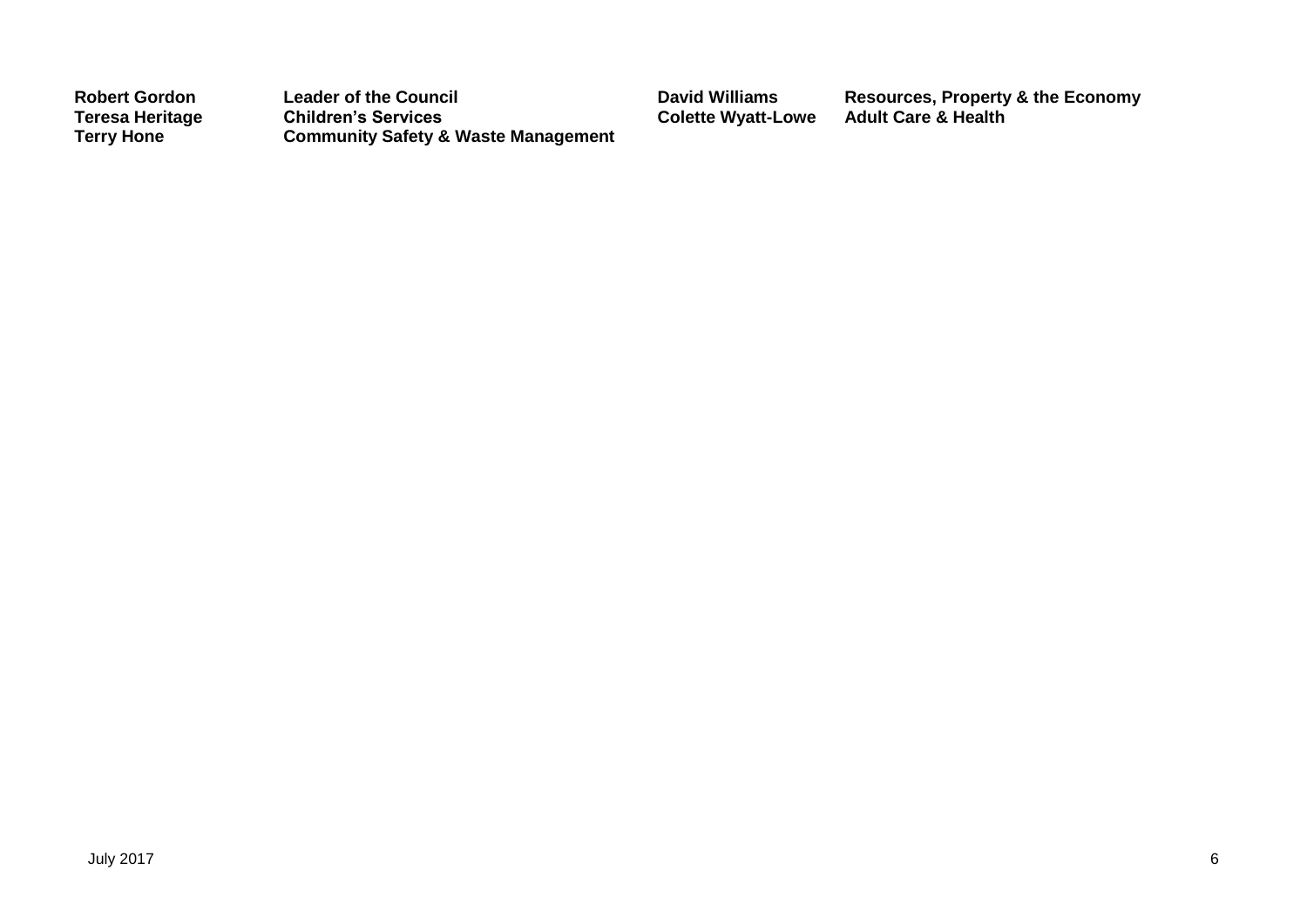| | | | |
|---|---|---|---|
| **Robert Gordon** | **Leader of the Council** | **David Williams** | **Resources, Property & the Economy** |
| **Teresa Heritage** | **Children's Services** | **Colette Wyatt-Lowe** | **Adult Care & Health** |
| **Terry Hone** | **Community Safety & Waste Management** | | |

July 2017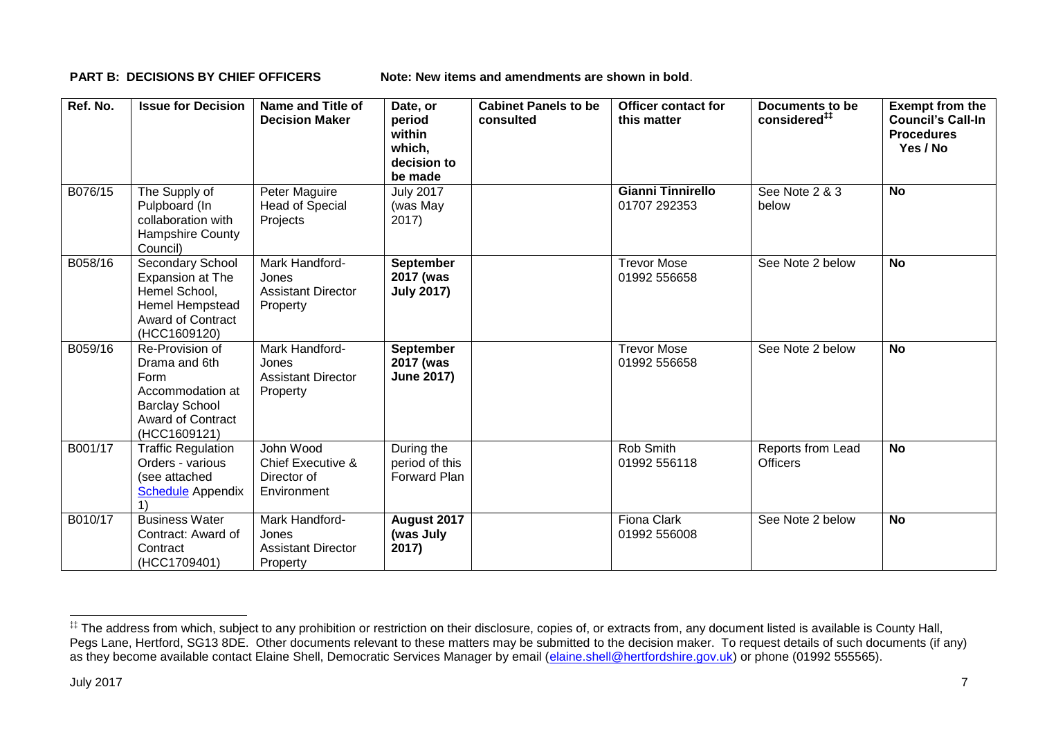**PART B: DECISIONS BY CHIEF OFFICERS** Note: New items and amendments are shown in **bold**.

| Ref. No. | Issue for Decision | Name and Title of Decision Maker | Date, or period within which, decision to be made | Cabinet Panels to be consulted | Officer contact for this matter | Documents to be considered[‡‡] | Exempt from the Council's Call-In Procedures Yes / No |
|---|---|---|---|---|---|---|---|
| B076/15 | The Supply of Pulpboard (In collaboration with Hampshire County Council) | Peter Maguire Head of Special Projects | July 2017 (was May 2017) | | **Gianni Tinnirello 01707 292353** | See Note 2 & 3 below | **No** |
| B058/16 | Secondary School Expansion at The Hemel School, Hemel Hempstead Award of Contract (HCC1609120) | Mark Handford-Jones Assistant Director Property | **September 2017 (was July 2017)** | | Trevor Mose 01992 556658 | See Note 2 below | **No** |
| B059/16 | Re-Provision of Drama and 6th Form Accommodation at Barclay School Award of Contract (HCC1609121) | Mark Handford-Jones Assistant Director Property | **September 2017 (was June 2017)** | | Trevor Mose 01992 556658 | See Note 2 below | **No** |
| B001/17 | Traffic Regulation Orders - various (see attached Schedule Appendix 1) | John Wood Chief Executive & Director of Environment | During the period of this Forward Plan | | Rob Smith 01992 556118 | Reports from Lead Officers | **No** |
| B010/17 | Business Water Contract: Award of Contract (HCC1709401) | Mark Handford-Jones Assistant Director Property | **August 2017 (was July 2017)** | | Fiona Clark 01992 556008 | See Note 2 below | **No** |

[‡‡] The address from which, subject to any prohibition or restriction on their disclosure, copies of, or extracts from, any document listed is available is County Hall, Pegs Lane, Hertford, SG13 8DE. Other documents relevant to these matters may be submitted to the decision maker. To request details of such documents (if any) as they become available contact Elaine Shell, Democratic Services Manager by email (elaine.shell@hertfordshire.gov.uk) or phone (01992 555565).

July 2017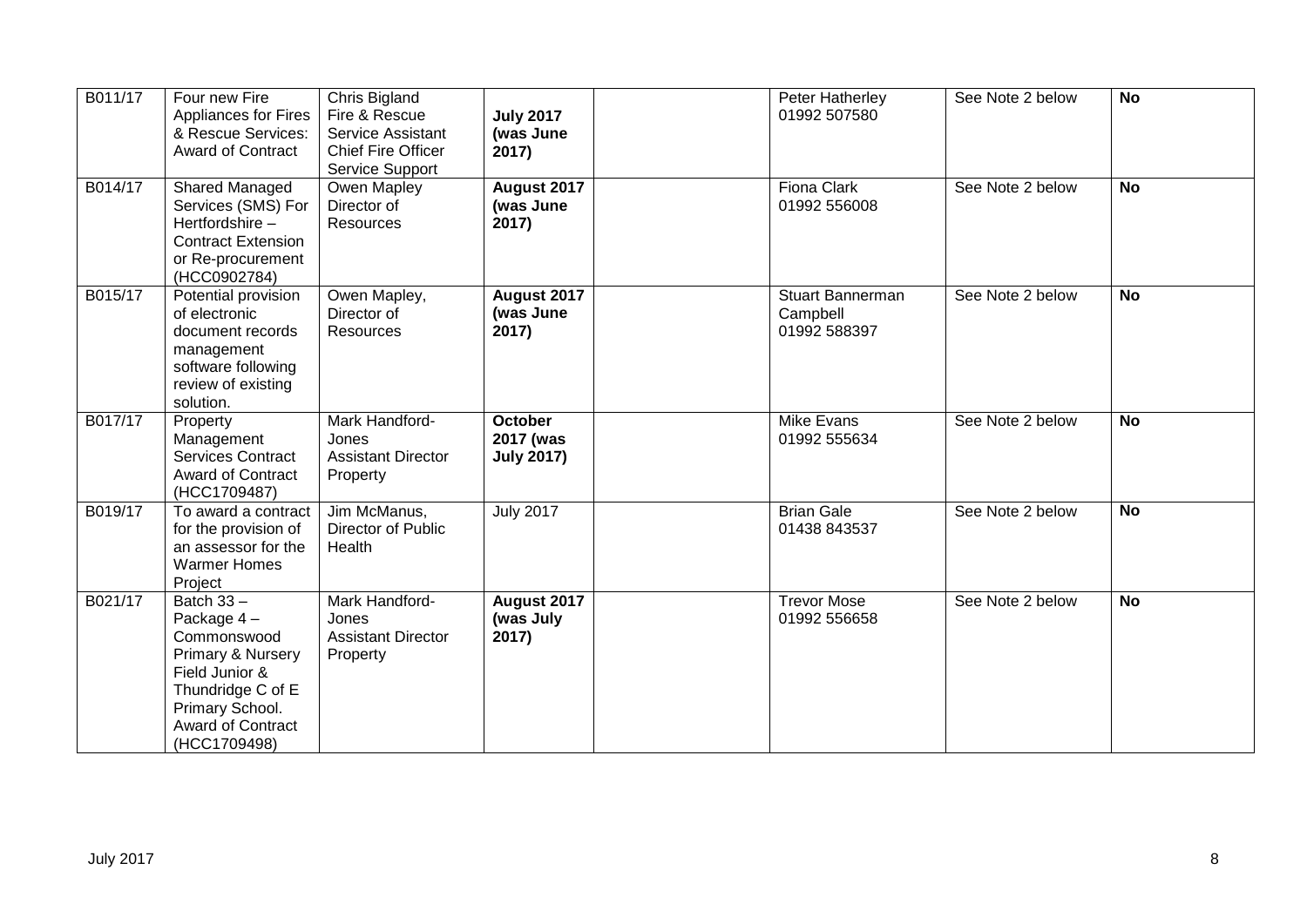| B011/17 | Four new Fire Appliances for Fires & Rescue Services: Award of Contract | Chris Bigland Fire & Rescue Service Assistant Chief Fire Officer Service Support | **July 2017 (was June 2017)** | | Peter Hatherley 01992 507580 | See Note 2 below | **No** |
|---|---|---|---|---|---|---|---|
| B014/17 | Shared Managed Services (SMS) For Hertfordshire – Contract Extension or Re-procurement (HCC0902784) | Owen Mapley Director of Resources | **August 2017 (was June 2017)** | | Fiona Clark 01992 556008 | See Note 2 below | **No** |
| B015/17 | Potential provision of electronic document records management software following review of existing solution. | Owen Mapley, Director of Resources | **August 2017 (was June 2017)** | | Stuart Bannerman Campbell 01992 588397 | See Note 2 below | **No** |
| B017/17 | Property Management Services Contract Award of Contract (HCC1709487) | Mark Handford-Jones Assistant Director Property | **October 2017 (was July 2017)** | | Mike Evans 01992 555634 | See Note 2 below | **No** |
| B019/17 | To award a contract for the provision of an assessor for the Warmer Homes Project | Jim McManus, Director of Public Health | July 2017 | | Brian Gale 01438 843537 | See Note 2 below | **No** |
| B021/17 | Batch 33 – Package 4 – Commonswood Primary & Nursery Field Junior & Thundridge C of E Primary School. Award of Contract (HCC1709498) | Mark Handford-Jones Assistant Director Property | **August 2017 (was July 2017)** | | Trevor Mose 01992 556658 | See Note 2 below | **No** |

July 2017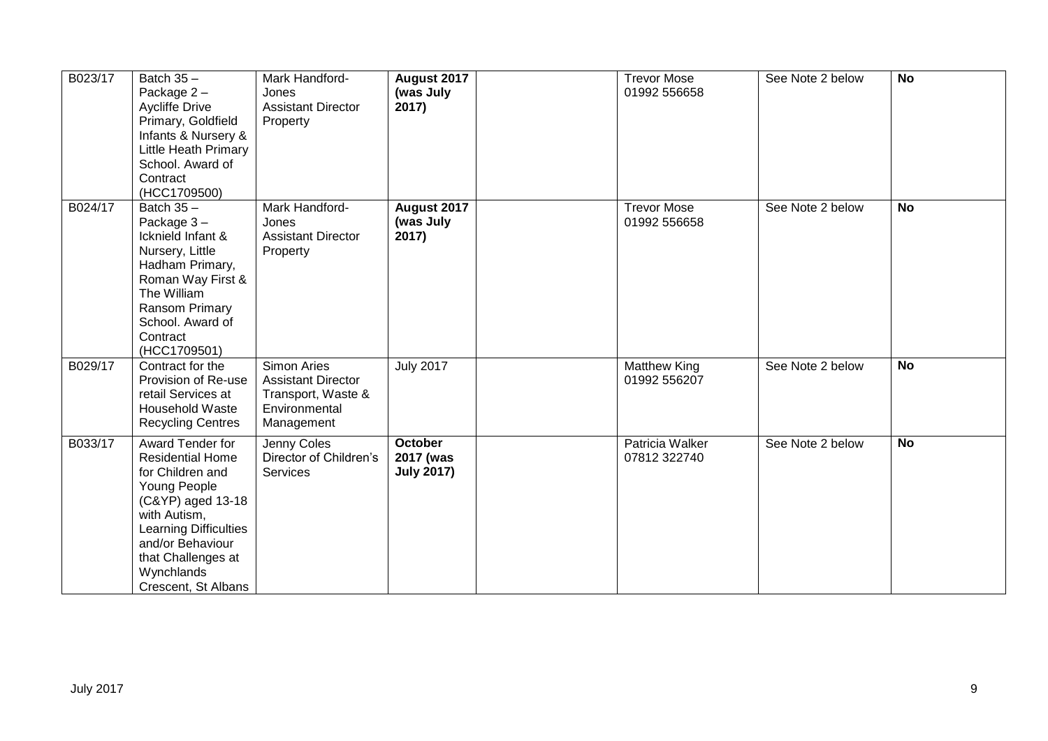| B023/17 | Batch 35 – Package 2 – Aycliffe Drive Primary, Goldfield Infants & Nursery & Little Heath Primary School. Award of Contract (HCC1709500) | Mark Handford-Jones Assistant Director Property | **August 2017 (was July 2017)** | | Trevor Mose 01992 556658 | See Note 2 below | **No** |
|---|---|---|---|---|---|---|---|
| B024/17 | Batch 35 – Package 3 – Icknield Infant & Nursery, Little Hadham Primary, Roman Way First & The William Ransom Primary School. Award of Contract (HCC1709501) | Mark Handford-Jones Assistant Director Property | **August 2017 (was July 2017)** | | Trevor Mose 01992 556658 | See Note 2 below | **No** |
| B029/17 | Contract for the Provision of Re-use retail Services at Household Waste Recycling Centres | Simon Aries Assistant Director Transport, Waste & Environmental Management | July 2017 | | Matthew King 01992 556207 | See Note 2 below | **No** |
| B033/17 | Award Tender for Residential Home for Children and Young People (C&YP) aged 13-18 with Autism, Learning Difficulties and/or Behaviour that Challenges at Wynchlands Crescent, St Albans | Jenny Coles Director of Children's Services | **October 2017 (was July 2017)** | | Patricia Walker 07812 322740 | See Note 2 below | **No** |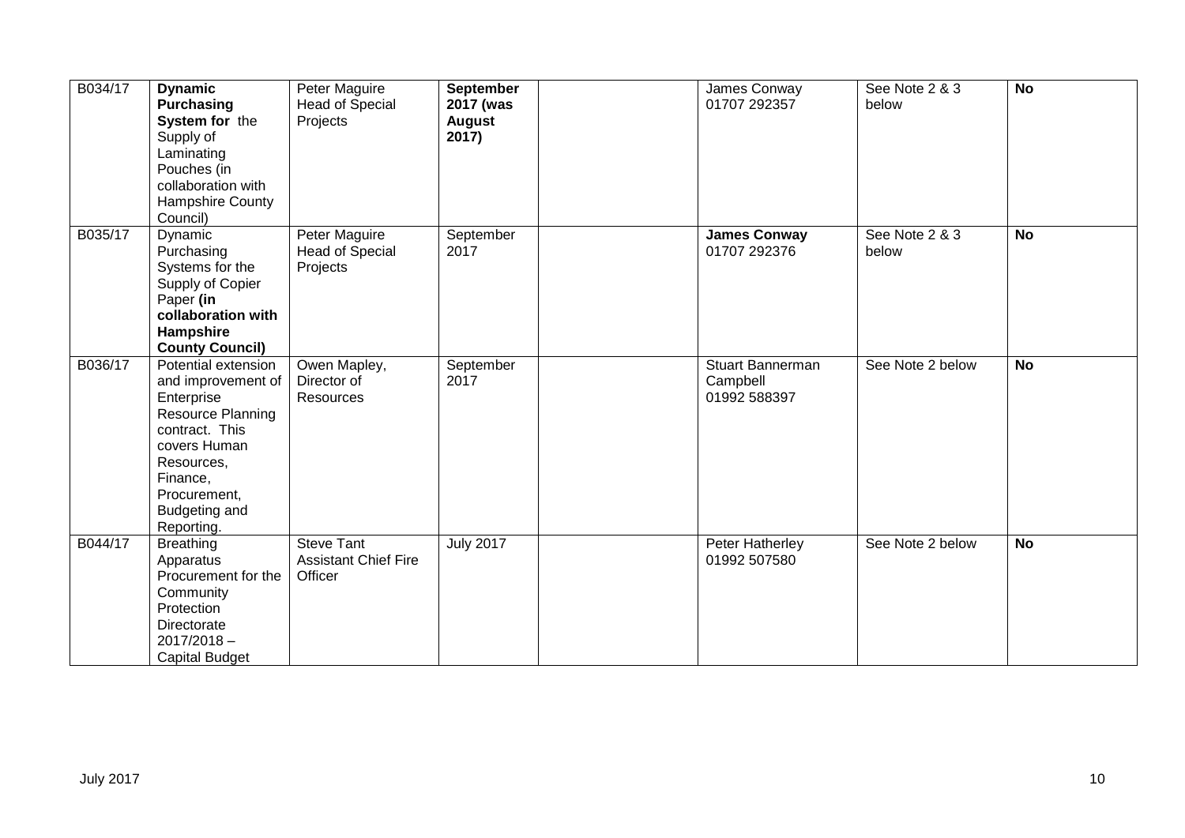| B034/17 | **Dynamic Purchasing System for** the Supply of Laminating Pouches (in collaboration with Hampshire County Council) | Peter Maguire Head of Special Projects | **September 2017 (was August 2017)** | | James Conway 01707 292357 | See Note 2 & 3 below | **No** |
|---|---|---|---|---|---|---|---|
| B035/17 | Dynamic Purchasing Systems for the Supply of Copier Paper **(in collaboration with Hampshire County Council)** | Peter Maguire Head of Special Projects | September 2017 | | **James Conway** 01707 292376 | See Note 2 & 3 below | **No** |
| B036/17 | Potential extension and improvement of Enterprise Resource Planning contract. This covers Human Resources, Finance, Procurement, Budgeting and Reporting. | Owen Mapley, Director of Resources | September 2017 | | Stuart Bannerman Campbell 01992 588397 | See Note 2 below | **No** |
| B044/17 | Breathing Apparatus Procurement for the Community Protection Directorate 2017/2018 – Capital Budget | Steve Tant Assistant Chief Fire Officer | July 2017 | | Peter Hatherley 01992 507580 | See Note 2 below | **No** |

July 2017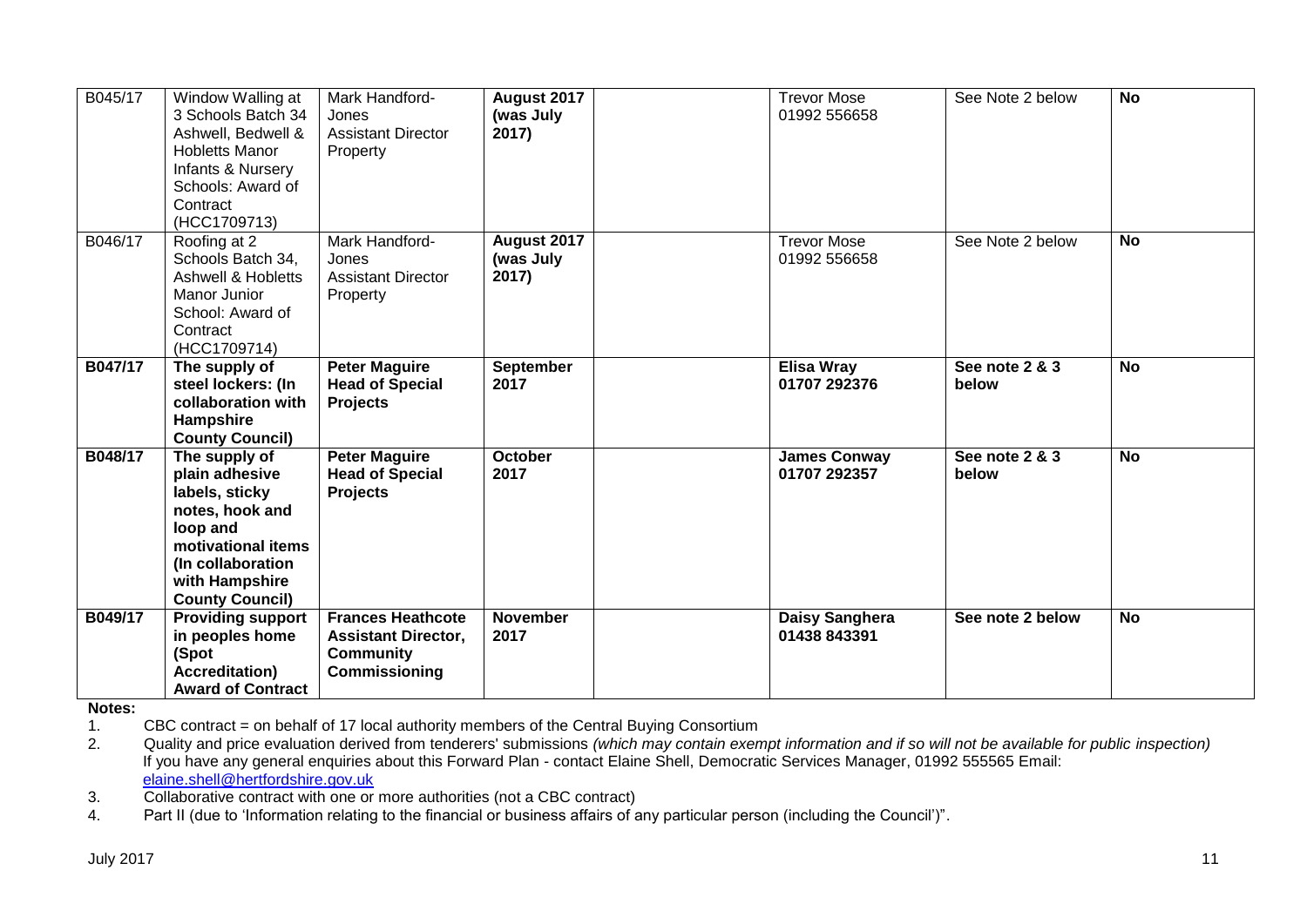| B045/17 | Window Walling at 3 Schools Batch 34 Ashwell, Bedwell & Hobletts Manor Infants & Nursery Schools: Award of Contract (HCC1709713) | Mark Handford-Jones Assistant Director Property | **August 2017 (was July 2017)** | | Trevor Mose 01992 556658 | See Note 2 below | **No** |
|---|---|---|---|---|---|---|---|
| B046/17 | Roofing at 2 Schools Batch 34, Ashwell & Hobletts Manor Junior School: Award of Contract (HCC1709714) | Mark Handford-Jones Assistant Director Property | **August 2017 (was July 2017)** | | Trevor Mose 01992 556658 | See Note 2 below | **No** |
| **B047/17** | **The supply of steel lockers: (In collaboration with Hampshire County Council)** | **Peter Maguire Head of Special Projects** | **September 2017** | | **Elisa Wray 01707 292376** | **See note 2 & 3 below** | **No** |
| **B048/17** | **The supply of plain adhesive labels, sticky notes, hook and loop and motivational items (In collaboration with Hampshire County Council)** | **Peter Maguire Head of Special Projects** | **October 2017** | | **James Conway 01707 292357** | **See note 2 & 3 below** | **No** |
| **B049/17** | **Providing support in peoples home (Spot Accreditation) Award of Contract** | **Frances Heathcote Assistant Director, Community Commissioning** | **November 2017** | | **Daisy Sanghera 01438 843391** | **See note 2 below** | **No** |

**Notes:**

1. CBC contract = on behalf of 17 local authority members of the Central Buying Consortium
2. Quality and price evaluation derived from tenderers' submissions *(which may contain exempt information and if so will not be available for public inspection)* If you have any general enquiries about this Forward Plan - contact Elaine Shell, Democratic Services Manager, 01992 555565 Email: elaine.shell@hertfordshire.gov.uk
3. Collaborative contract with one or more authorities (not a CBC contract)
4. Part II (due to 'Information relating to the financial or business affairs of any particular person (including the Council')".

July 2017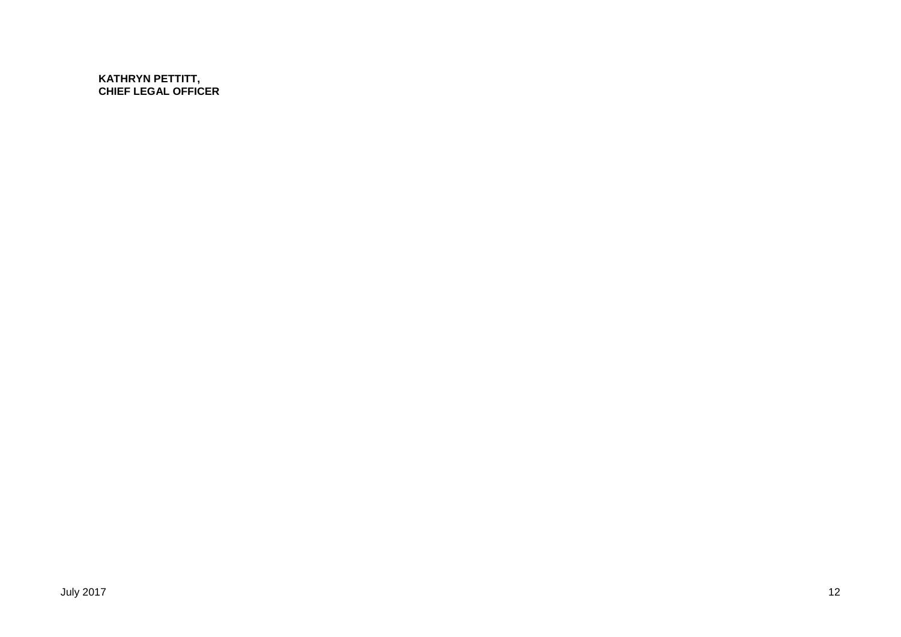**KATHRYN PETTITT,**
**CHIEF LEGAL OFFICER**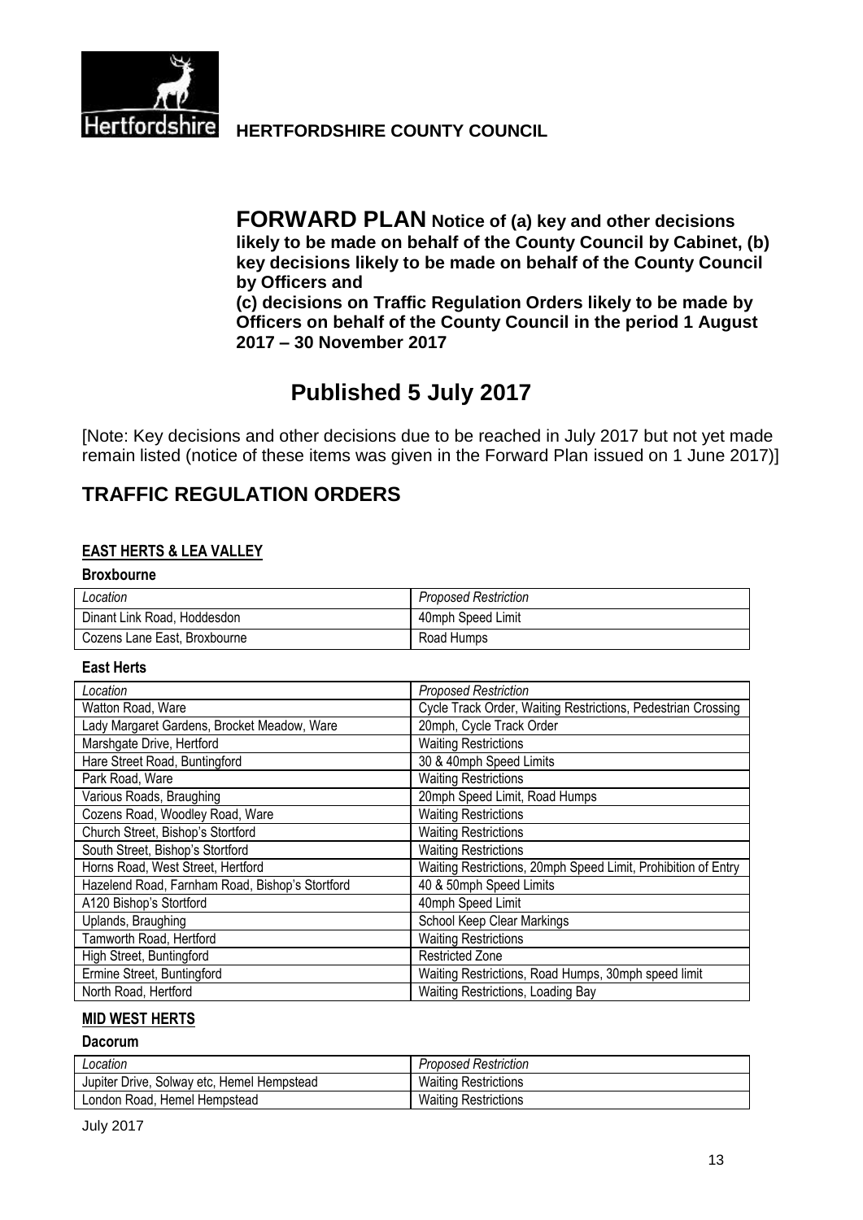**Hertfordshire**

**HERTFORDSHIRE COUNTY COUNCIL**

**FORWARD PLAN Notice of (a) key and other decisions likely to be made on behalf of the County Council by Cabinet, (b) key decisions likely to be made on behalf of the County Council by Officers and**
**(c) decisions on Traffic Regulation Orders likely to be made by Officers on behalf of the County Council in the period 1 August 2017 – 30 November 2017**

# Published 5 July 2017

[Note: Key decisions and other decisions due to be reached in July 2017 but not yet made remain listed (notice of these items was given in the Forward Plan issued on 1 June 2017)]

## TRAFFIC REGULATION ORDERS

### EAST HERTS & LEA VALLEY

**Broxbourne**

| *Location* | *Proposed Restriction* |
|---|---|
| Dinant Link Road, Hoddesdon | 40mph Speed Limit |
| Cozens Lane East, Broxbourne | Road Humps |

**East Herts**

| *Location* | *Proposed Restriction* |
|---|---|
| Watton Road, Ware | Cycle Track Order, Waiting Restrictions, Pedestrian Crossing |
| Lady Margaret Gardens, Brocket Meadow, Ware | 20mph, Cycle Track Order |
| Marshgate Drive, Hertford | Waiting Restrictions |
| Hare Street Road, Buntingford | 30 & 40mph Speed Limits |
| Park Road, Ware | Waiting Restrictions |
| Various Roads, Braughing | 20mph Speed Limit, Road Humps |
| Cozens Road, Woodley Road, Ware | Waiting Restrictions |
| Church Street, Bishop's Stortford | Waiting Restrictions |
| South Street, Bishop's Stortford | Waiting Restrictions |
| Horns Road, West Street, Hertford | Waiting Restrictions, 20mph Speed Limit, Prohibition of Entry |
| Hazelend Road, Farnham Road, Bishop's Stortford | 40 & 50mph Speed Limits |
| A120 Bishop's Stortford | 40mph Speed Limit |
| Uplands, Braughing | School Keep Clear Markings |
| Tamworth Road, Hertford | Waiting Restrictions |
| High Street, Buntingford | Restricted Zone |
| Ermine Street, Buntingford | Waiting Restrictions, Road Humps, 30mph speed limit |
| North Road, Hertford | Waiting Restrictions, Loading Bay |

### MID WEST HERTS

**Dacorum**

| *Location* | *Proposed Restriction* |
|---|---|
| Jupiter Drive, Solway etc, Hemel Hempstead | Waiting Restrictions |
| London Road, Hemel Hempstead | Waiting Restrictions |

July 2017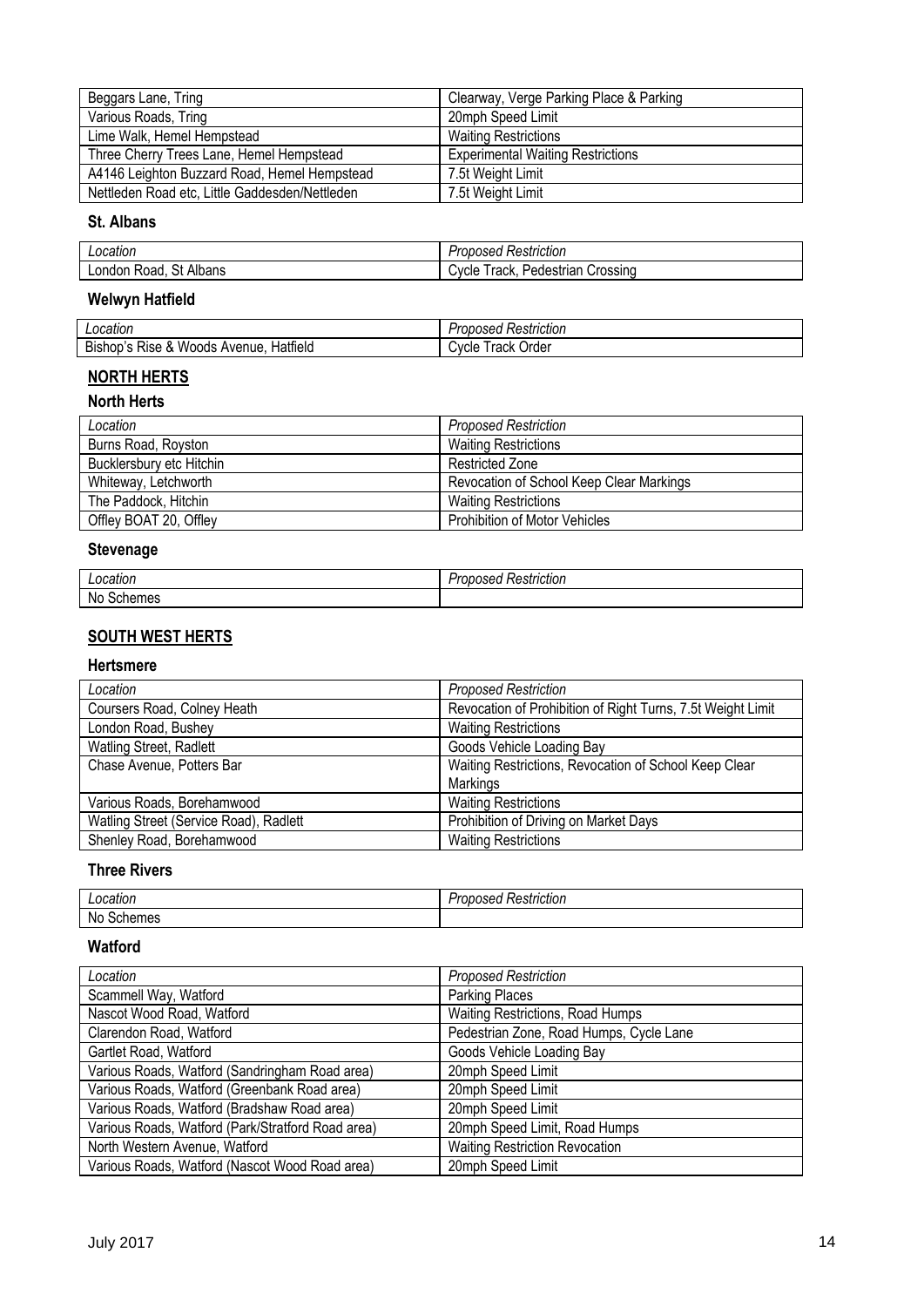| | |
|---|---|
| Beggars Lane, Tring | Clearway, Verge Parking Place & Parking |
| Various Roads, Tring | 20mph Speed Limit |
| Lime Walk, Hemel Hempstead | Waiting Restrictions |
| Three Cherry Trees Lane, Hemel Hempstead | Experimental Waiting Restrictions |
| A4146 Leighton Buzzard Road, Hemel Hempstead | 7.5t Weight Limit |
| Nettleden Road etc, Little Gaddesden/Nettleden | 7.5t Weight Limit |

### St. Albans

| *Location* | *Proposed Restriction* |
|---|---|
| London Road, St Albans | Cycle Track, Pedestrian Crossing |

### Welwyn Hatfield

| *Location* | *Proposed Restriction* |
|---|---|
| Bishop's Rise & Woods Avenue, Hatfield | Cycle Track Order |

## NORTH HERTS

### North Herts

| *Location* | *Proposed Restriction* |
|---|---|
| Burns Road, Royston | Waiting Restrictions |
| Bucklersbury etc Hitchin | Restricted Zone |
| Whiteway, Letchworth | Revocation of School Keep Clear Markings |
| The Paddock, Hitchin | Waiting Restrictions |
| Offley BOAT 20, Offley | Prohibition of Motor Vehicles |

### Stevenage

| *Location* | *Proposed Restriction* |
|---|---|
| No Schemes | |

## SOUTH WEST HERTS

### Hertsmere

| *Location* | *Proposed Restriction* |
|---|---|
| Coursers Road, Colney Heath | Revocation of Prohibition of Right Turns, 7.5t Weight Limit |
| London Road, Bushey | Waiting Restrictions |
| Watling Street, Radlett | Goods Vehicle Loading Bay |
| Chase Avenue, Potters Bar | Waiting Restrictions, Revocation of School Keep Clear Markings |
| Various Roads, Borehamwood | Waiting Restrictions |
| Watling Street (Service Road), Radlett | Prohibition of Driving on Market Days |
| Shenley Road, Borehamwood | Waiting Restrictions |

### Three Rivers

| *Location* | *Proposed Restriction* |
|---|---|
| No Schemes | |

### Watford

| *Location* | *Proposed Restriction* |
|---|---|
| Scammell Way, Watford | Parking Places |
| Nascot Wood Road, Watford | Waiting Restrictions, Road Humps |
| Clarendon Road, Watford | Pedestrian Zone, Road Humps, Cycle Lane |
| Gartlet Road, Watford | Goods Vehicle Loading Bay |
| Various Roads, Watford (Sandringham Road area) | 20mph Speed Limit |
| Various Roads, Watford (Greenbank Road area) | 20mph Speed Limit |
| Various Roads, Watford (Bradshaw Road area) | 20mph Speed Limit |
| Various Roads, Watford (Park/Stratford Road area) | 20mph Speed Limit, Road Humps |
| North Western Avenue, Watford | Waiting Restriction Revocation |
| Various Roads, Watford (Nascot Wood Road area) | 20mph Speed Limit |